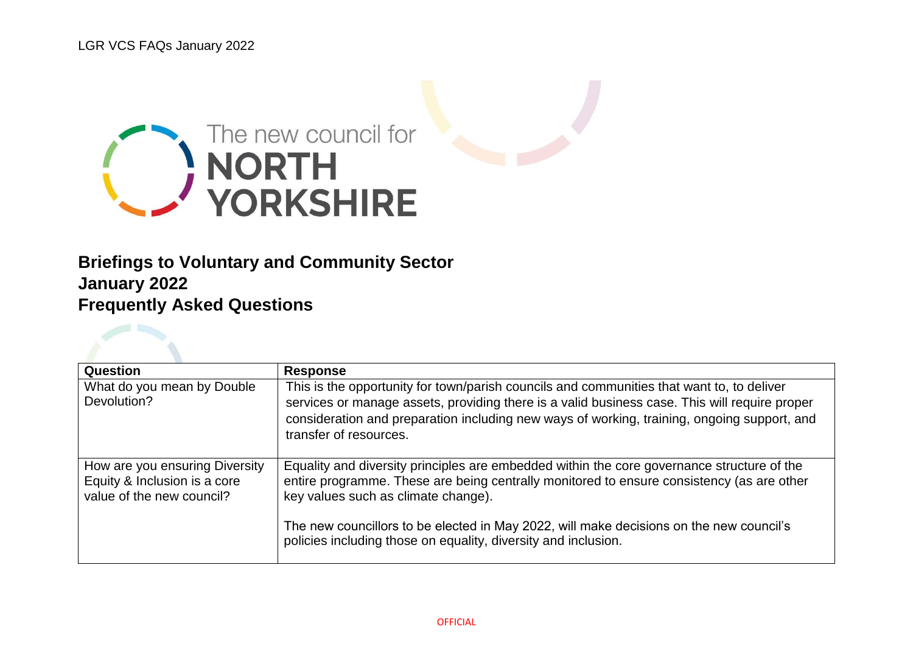The new council for **NORTH YORKSHIRE**

# Briefings to Voluntary and Community Sector
# January 2022
# Frequently Asked Questions

| Question | Response |
| --- | --- |
| What do you mean by Double Devolution? | This is the opportunity for town/parish councils and communities that want to, to deliver services or manage assets, providing there is a valid business case. This will require proper consideration and preparation including new ways of working, training, ongoing support, and transfer of resources. |
| How are you ensuring Diversity Equity & Inclusion is a core value of the new council? | Equality and diversity principles are embedded within the core governance structure of the entire programme. These are being centrally monitored to ensure consistency (as are other key values such as climate change).<br><br>The new councillors to be elected in May 2022, will make decisions on the new council's policies including those on equality, diversity and inclusion. |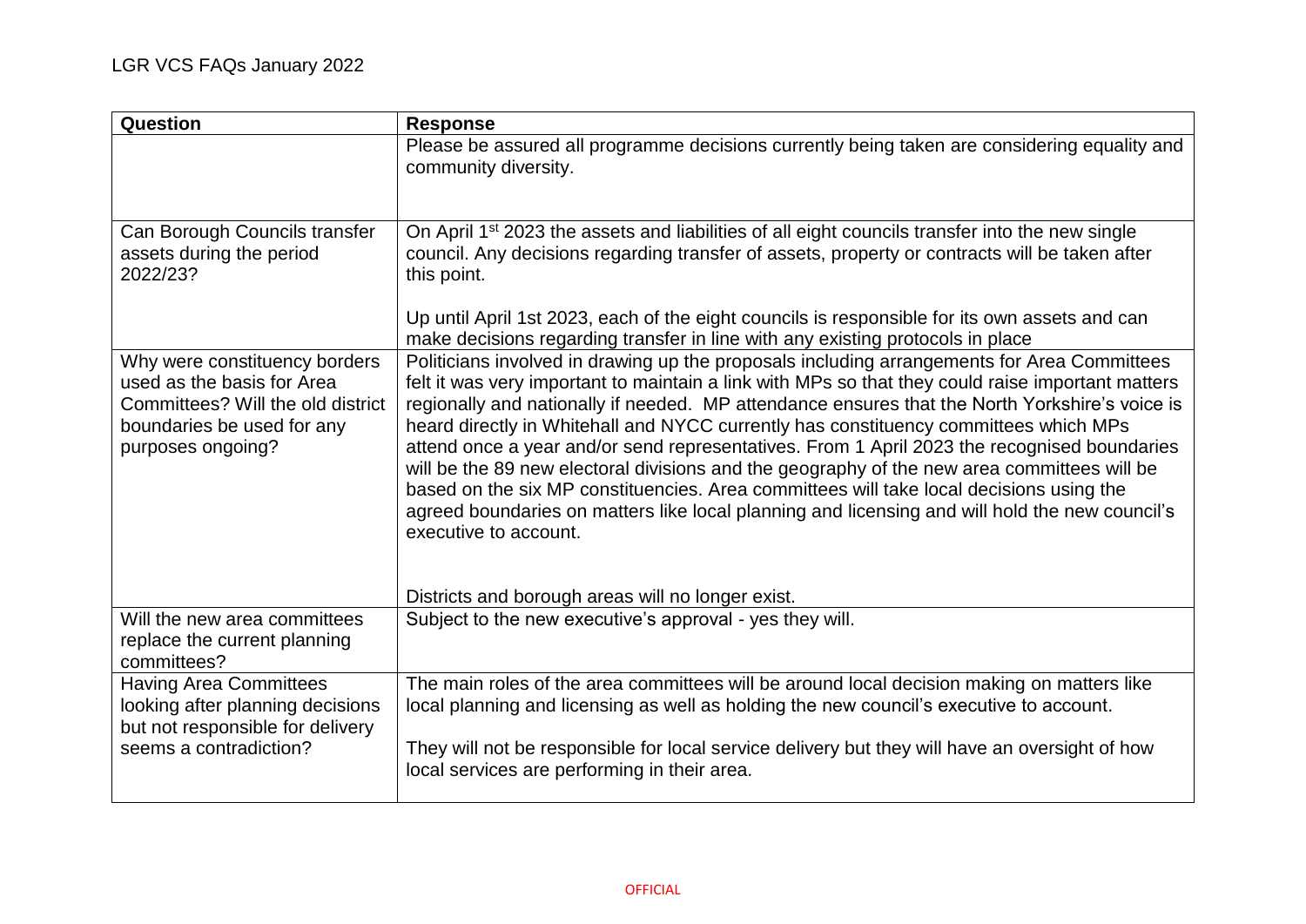| Question | Response |
| --- | --- |
| | Please be assured all programme decisions currently being taken are considering equality and community diversity. |
| Can Borough Councils transfer assets during the period 2022/23? | On April 1st 2023 the assets and liabilities of all eight councils transfer into the new single council. Any decisions regarding transfer of assets, property or contracts will be taken after this point.<br><br>Up until April 1st 2023, each of the eight councils is responsible for its own assets and can make decisions regarding transfer in line with any existing protocols in place |
| Why were constituency borders used as the basis for Area Committees? Will the old district boundaries be used for any purposes ongoing? | Politicians involved in drawing up the proposals including arrangements for Area Committees felt it was very important to maintain a link with MPs so that they could raise important matters regionally and nationally if needed. MP attendance ensures that the North Yorkshire's voice is heard directly in Whitehall and NYCC currently has constituency committees which MPs attend once a year and/or send representatives. From 1 April 2023 the recognised boundaries will be the 89 new electoral divisions and the geography of the new area committees will be based on the six MP constituencies. Area committees will take local decisions using the agreed boundaries on matters like local planning and licensing and will hold the new council's executive to account.<br><br>Districts and borough areas will no longer exist. |
| Will the new area committees replace the current planning committees? | Subject to the new executive's approval - yes they will. |
| Having Area Committees looking after planning decisions but not responsible for delivery seems a contradiction? | The main roles of the area committees will be around local decision making on matters like local planning and licensing as well as holding the new council's executive to account.<br><br>They will not be responsible for local service delivery but they will have an oversight of how local services are performing in their area. |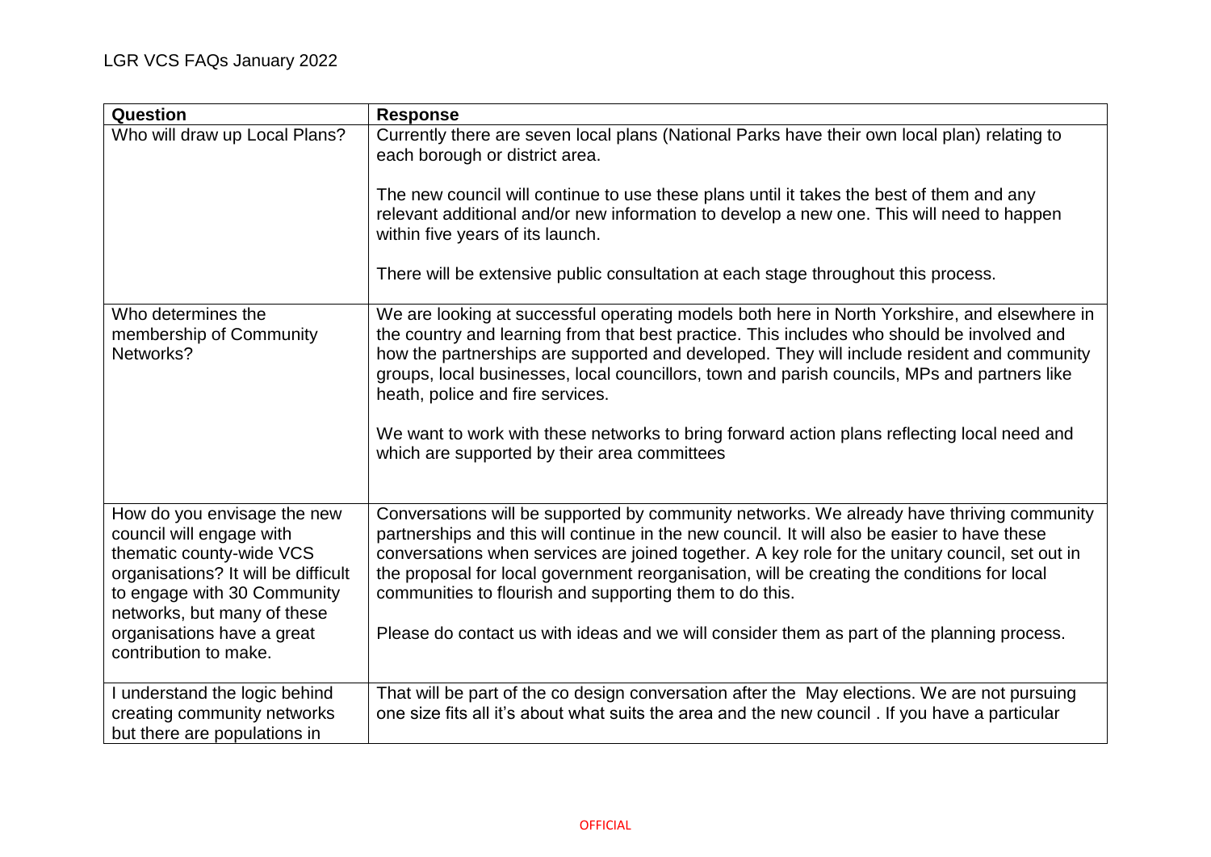| Question | Response |
|---|---|
| Who will draw up Local Plans? | Currently there are seven local plans (National Parks have their own local plan) relating to each borough or district area.<br><br>The new council will continue to use these plans until it takes the best of them and any relevant additional and/or new information to develop a new one. This will need to happen within five years of its launch.<br><br>There will be extensive public consultation at each stage throughout this process. |
| Who determines the membership of Community Networks? | We are looking at successful operating models both here in North Yorkshire, and elsewhere in the country and learning from that best practice. This includes who should be involved and how the partnerships are supported and developed. They will include resident and community groups, local businesses, local councillors, town and parish councils, MPs and partners like heath, police and fire services.<br><br>We want to work with these networks to bring forward action plans reflecting local need and which are supported by their area committees |
| How do you envisage the new council will engage with thematic county-wide VCS organisations? It will be difficult to engage with 30 Community networks, but many of these organisations have a great contribution to make. | Conversations will be supported by community networks. We already have thriving community partnerships and this will continue in the new council. It will also be easier to have these conversations when services are joined together. A key role for the unitary council, set out in the proposal for local government reorganisation, will be creating the conditions for local communities to flourish and supporting them to do this.<br><br>Please do contact us with ideas and we will consider them as part of the planning process. |
| I understand the logic behind creating community networks but there are populations in | That will be part of the co design conversation after the May elections. We are not pursuing one size fits all it's about what suits the area and the new council . If you have a particular |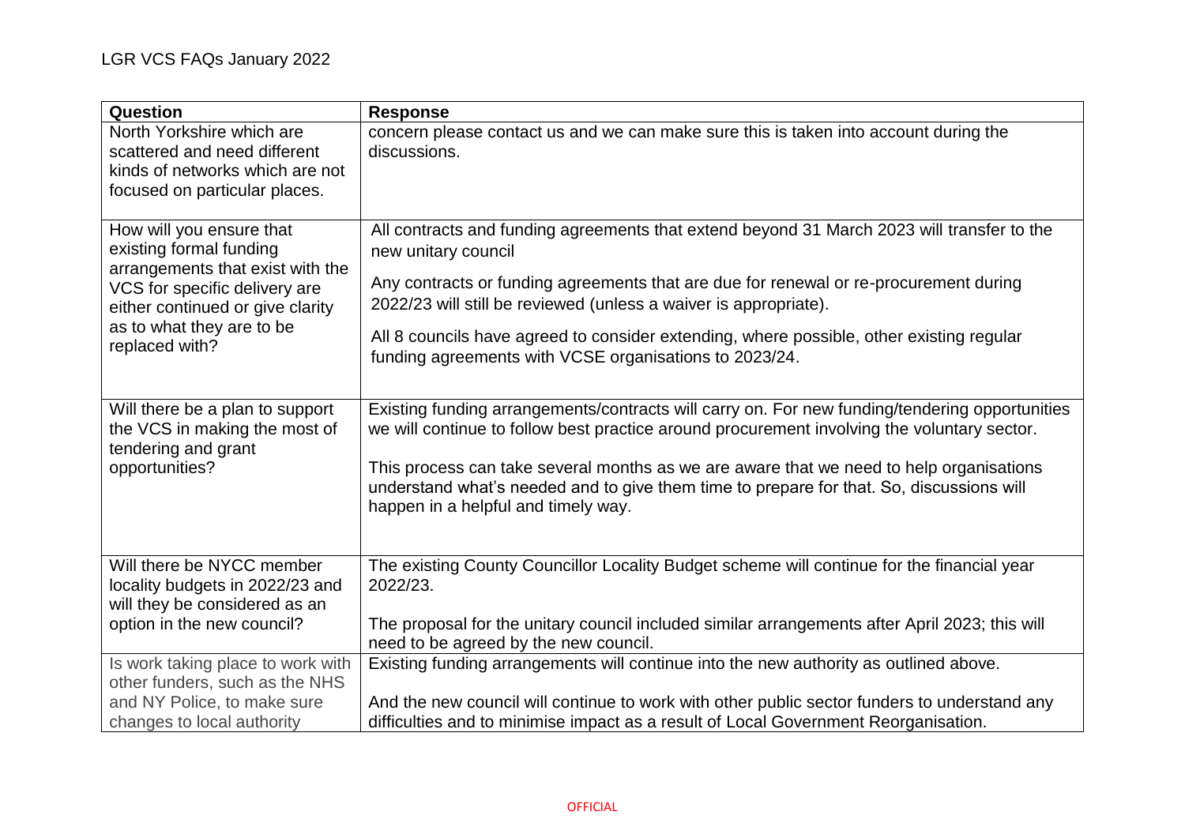| Question | Response |
| --- | --- |
| North Yorkshire which are scattered and need different kinds of networks which are not focused on particular places. | concern please contact us and we can make sure this is taken into account during the discussions. |
| How will you ensure that existing formal funding arrangements that exist with the VCS for specific delivery are either continued or give clarity as to what they are to be replaced with? | All contracts and funding agreements that extend beyond 31 March 2023 will transfer to the new unitary council<br><br>Any contracts or funding agreements that are due for renewal or re-procurement during 2022/23 will still be reviewed (unless a waiver is appropriate).<br><br>All 8 councils have agreed to consider extending, where possible, other existing regular funding agreements with VCSE organisations to 2023/24. |
| Will there be a plan to support the VCS in making the most of tendering and grant opportunities? | Existing funding arrangements/contracts will carry on. For new funding/tendering opportunities we will continue to follow best practice around procurement involving the voluntary sector.<br><br>This process can take several months as we are aware that we need to help organisations understand what's needed and to give them time to prepare for that. So, discussions will happen in a helpful and timely way. |
| Will there be NYCC member locality budgets in 2022/23 and will they be considered as an option in the new council? | The existing County Councillor Locality Budget scheme will continue for the financial year 2022/23.<br><br>The proposal for the unitary council included similar arrangements after April 2023; this will need to be agreed by the new council. |
| Is work taking place to work with other funders, such as the NHS and NY Police, to make sure changes to local authority | Existing funding arrangements will continue into the new authority as outlined above.<br><br>And the new council will continue to work with other public sector funders to understand any difficulties and to minimise impact as a result of Local Government Reorganisation. |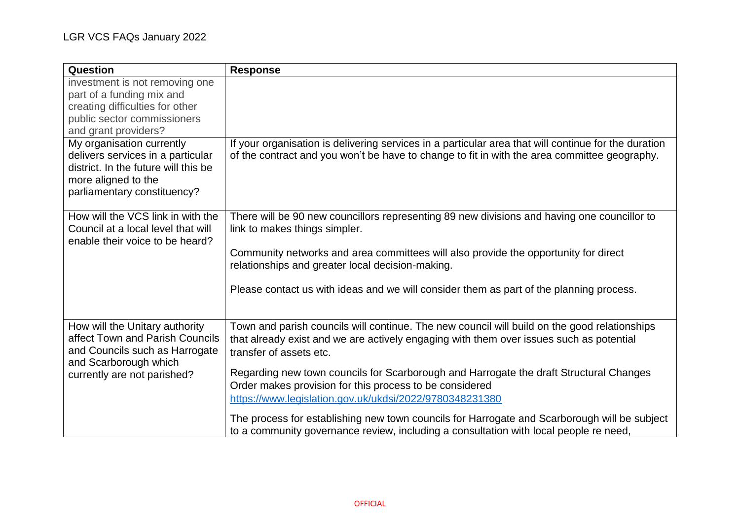| Question | Response |
|---|---|
| investment is not removing one part of a funding mix and creating difficulties for other public sector commissioners and grant providers? | |
| My organisation currently delivers services in a particular district. In the future will this be more aligned to the parliamentary constituency? | If your organisation is delivering services in a particular area that will continue for the duration of the contract and you won't be have to change to fit in with the area committee geography. |
| How will the VCS link in with the Council at a local level that will enable their voice to be heard? | There will be 90 new councillors representing 89 new divisions and having one councillor to link to makes things simpler.<br><br>Community networks and area committees will also provide the opportunity for direct relationships and greater local decision-making.<br><br>Please contact us with ideas and we will consider them as part of the planning process. |
| How will the Unitary authority affect Town and Parish Councils and Councils such as Harrogate and Scarborough which currently are not parished? | Town and parish councils will continue. The new council will build on the good relationships that already exist and we are actively engaging with them over issues such as potential transfer of assets etc.<br><br>Regarding new town councils for Scarborough and Harrogate the draft Structural Changes Order makes provision for this process to be considered [https://www.legislation.gov.uk/ukdsi/2022/9780348231380](https://www.legislation.gov.uk/ukdsi/2022/9780348231380)<br><br>The process for establishing new town councils for Harrogate and Scarborough will be subject to a community governance review, including a consultation with local people re need, |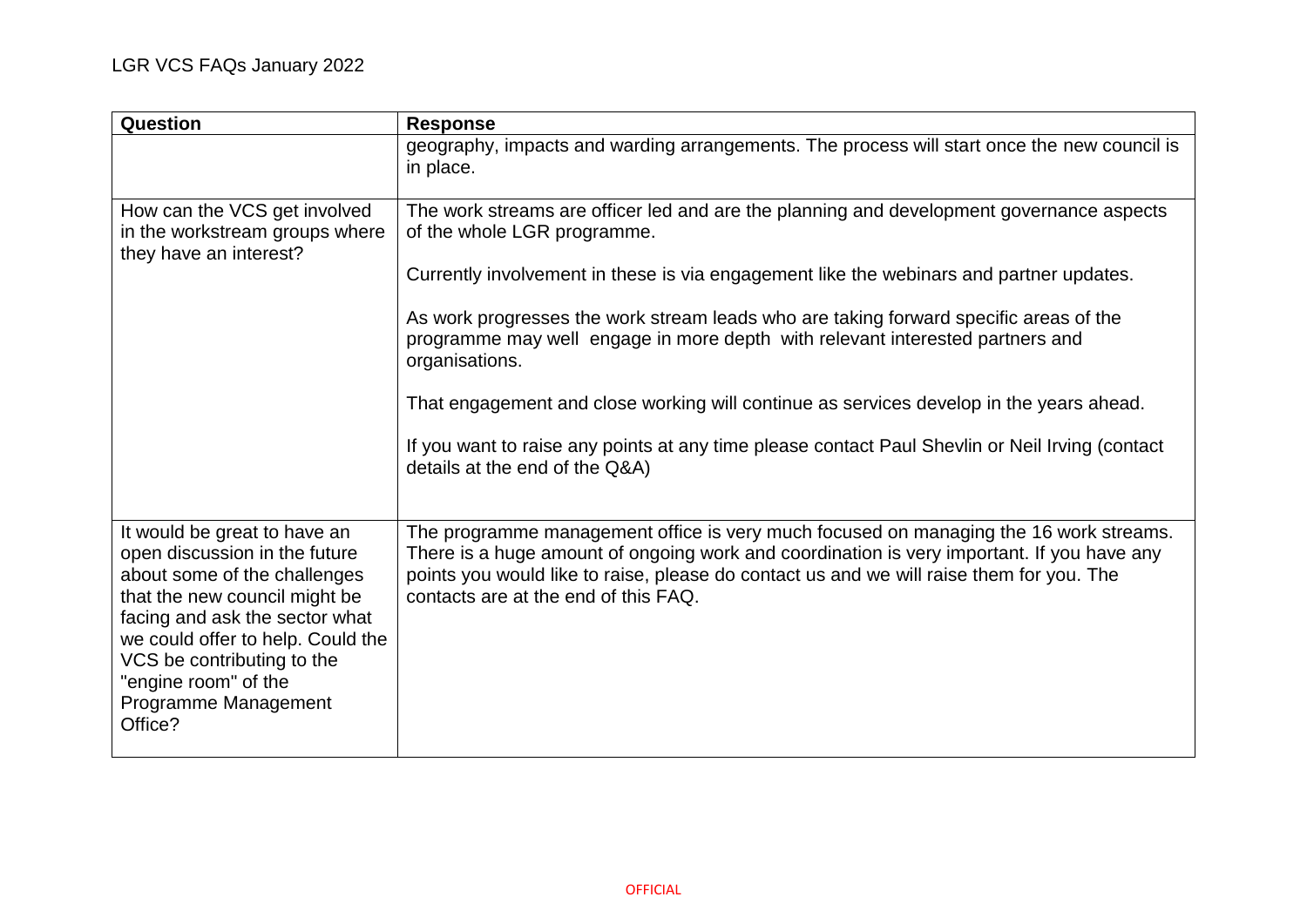| Question | Response |
| --- | --- |
| | geography, impacts and warding arrangements. The process will start once the new council is in place. |
| How can the VCS get involved in the workstream groups where they have an interest? | The work streams are officer led and are the planning and development governance aspects of the whole LGR programme.<br><br>Currently involvement in these is via engagement like the webinars and partner updates.<br><br>As work progresses the work stream leads who are taking forward specific areas of the programme may well engage in more depth with relevant interested partners and organisations.<br><br>That engagement and close working will continue as services develop in the years ahead.<br><br>If you want to raise any points at any time please contact Paul Shevlin or Neil Irving (contact details at the end of the Q&A) |
| It would be great to have an open discussion in the future about some of the challenges that the new council might be facing and ask the sector what we could offer to help. Could the VCS be contributing to the "engine room" of the Programme Management Office? | The programme management office is very much focused on managing the 16 work streams. There is a huge amount of ongoing work and coordination is very important. If you have any points you would like to raise, please do contact us and we will raise them for you. The contacts are at the end of this FAQ. |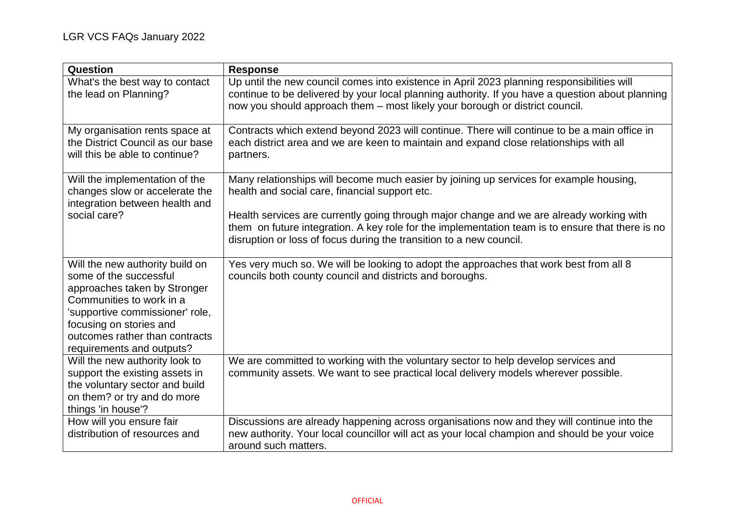| Question | Response |
|---|---|
| What's the best way to contact the lead on Planning? | Up until the new council comes into existence in April 2023 planning responsibilities will continue to be delivered by your local planning authority. If you have a question about planning now you should approach them – most likely your borough or district council. |
| My organisation rents space at the District Council as our base will this be able to continue? | Contracts which extend beyond 2023 will continue. There will continue to be a main office in each district area and we are keen to maintain and expand close relationships with all partners. |
| Will the implementation of the changes slow or accelerate the integration between health and social care? | Many relationships will become much easier by joining up services for example housing, health and social care, financial support etc.<br><br>Health services are currently going through major change and we are already working with them on future integration. A key role for the implementation team is to ensure that there is no disruption or loss of focus during the transition to a new council. |
| Will the new authority build on some of the successful approaches taken by Stronger Communities to work in a 'supportive commissioner' role, focusing on stories and outcomes rather than contracts requirements and outputs? | Yes very much so. We will be looking to adopt the approaches that work best from all 8 councils both county council and districts and boroughs. |
| Will the new authority look to support the existing assets in the voluntary sector and build on them? or try and do more things 'in house'? | We are committed to working with the voluntary sector to help develop services and community assets. We want to see practical local delivery models wherever possible. |
| How will you ensure fair distribution of resources and | Discussions are already happening across organisations now and they will continue into the new authority. Your local councillor will act as your local champion and should be your voice around such matters. |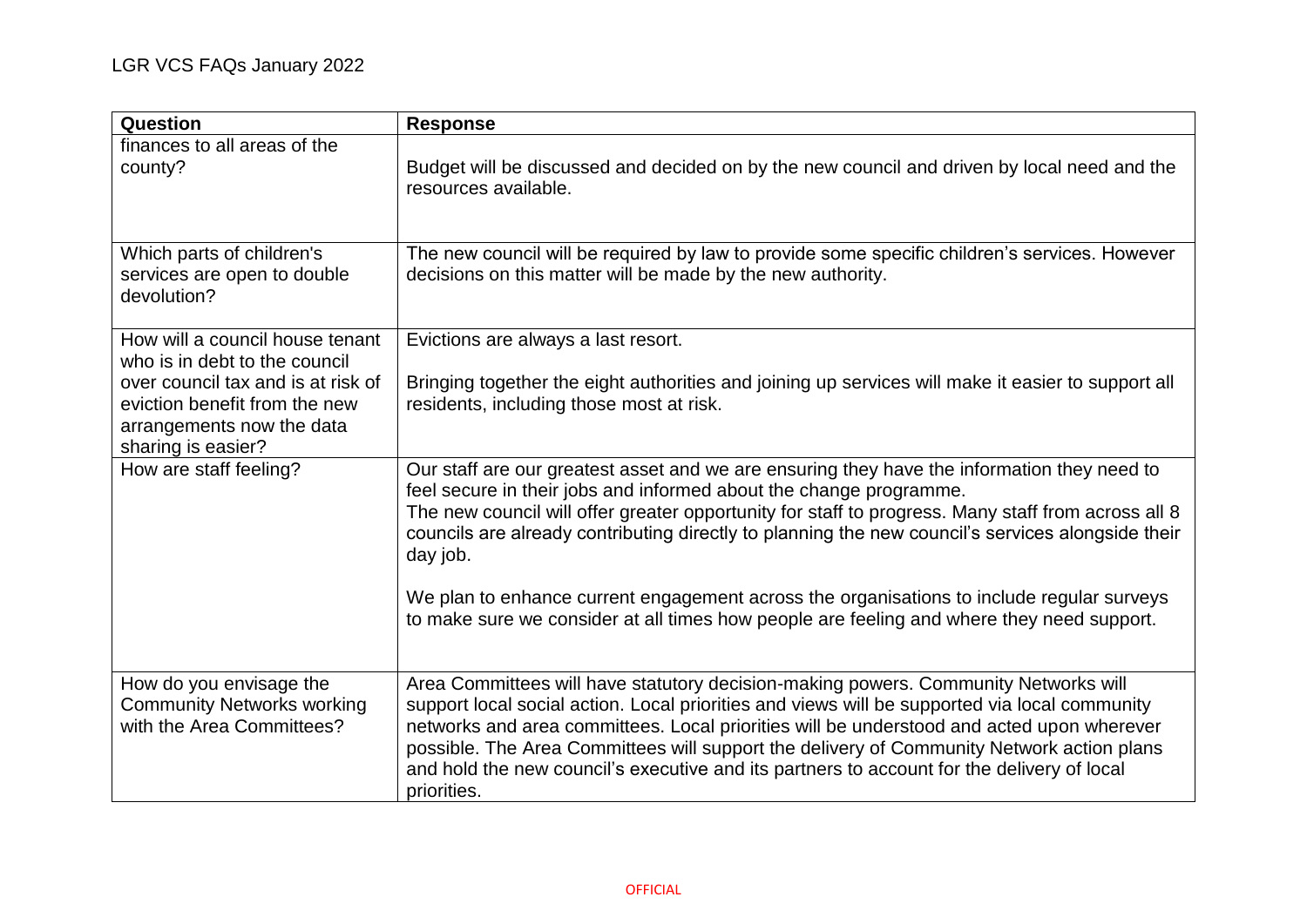| Question | Response |
| --- | --- |
| finances to all areas of the county? | Budget will be discussed and decided on by the new council and driven by local need and the resources available. |
| Which parts of children's services are open to double devolution? | The new council will be required by law to provide some specific children's services. However decisions on this matter will be made by the new authority. |
| How will a council house tenant who is in debt to the council over council tax and is at risk of eviction benefit from the new arrangements now the data sharing is easier? | Evictions are always a last resort.<br><br>Bringing together the eight authorities and joining up services will make it easier to support all residents, including those most at risk. |
| How are staff feeling? | Our staff are our greatest asset and we are ensuring they have the information they need to feel secure in their jobs and informed about the change programme.<br>The new council will offer greater opportunity for staff to progress. Many staff from across all 8 councils are already contributing directly to planning the new council's services alongside their day job.<br><br>We plan to enhance current engagement across the organisations to include regular surveys to make sure we consider at all times how people are feeling and where they need support. |
| How do you envisage the Community Networks working with the Area Committees? | Area Committees will have statutory decision-making powers. Community Networks will support local social action. Local priorities and views will be supported via local community networks and area committees. Local priorities will be understood and acted upon wherever possible. The Area Committees will support the delivery of Community Network action plans and hold the new council's executive and its partners to account for the delivery of local priorities. |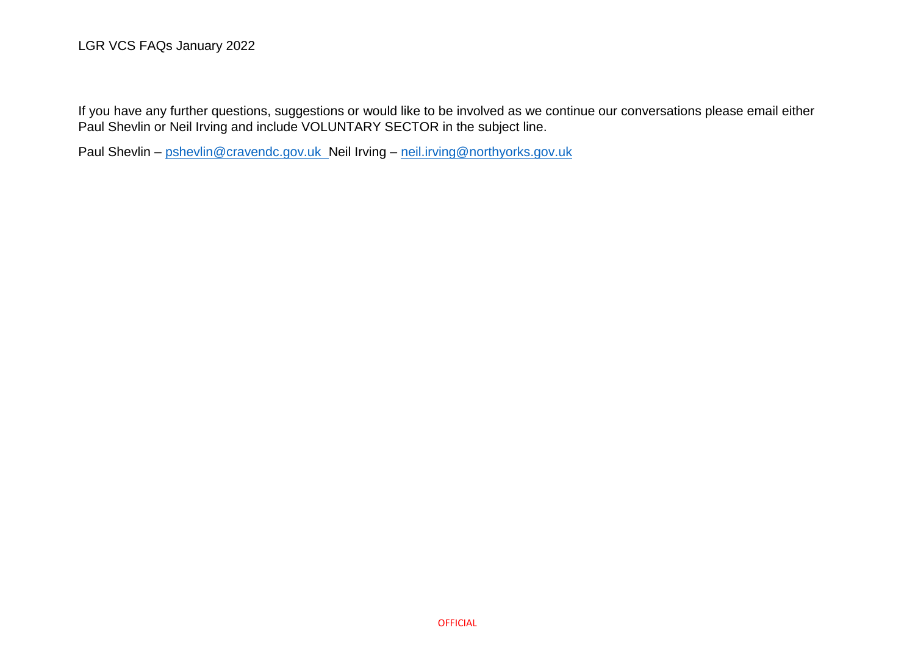If you have any further questions, suggestions or would like to be involved as we continue our conversations please email either Paul Shevlin or Neil Irving and include VOLUNTARY SECTOR in the subject line.

Paul Shevlin – pshevlin@cravendc.gov.uk Neil Irving – neil.irving@northyorks.gov.uk